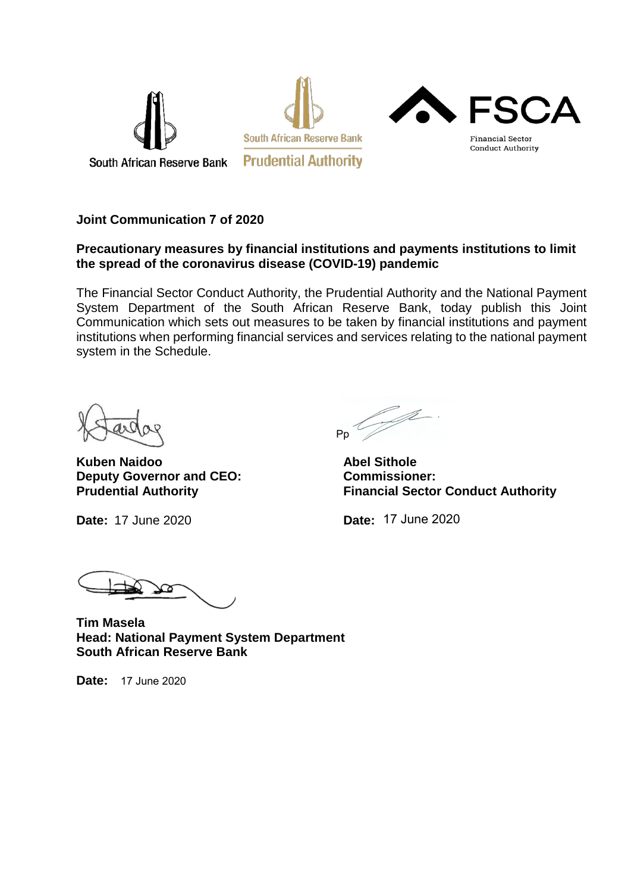South African Reserve Bank

South African Reserve Bank Prudential Authority

FSCA Financial Sector Conduct Authority

**Joint Communication 7 of 2020**

**Precautionary measures by financial institutions and payments institutions to limit the spread of the coronavirus disease (COVID-19) pandemic**

The Financial Sector Conduct Authority, the Prudential Authority and the National Payment System Department of the South African Reserve Bank, today publish this Joint Communication which sets out measures to be taken by financial institutions and payment institutions when performing financial services and services relating to the national payment system in the Schedule.

**Kuben Naidoo**
**Deputy Governor and CEO: Prudential Authority**

**Date:** 17 June 2020

Pp

**Abel Sithole**
**Commissioner: Financial Sector Conduct Authority**

**Date:** 17 June 2020

**Tim Masela**
**Head: National Payment System Department**
**South African Reserve Bank**

**Date:** 17 June 2020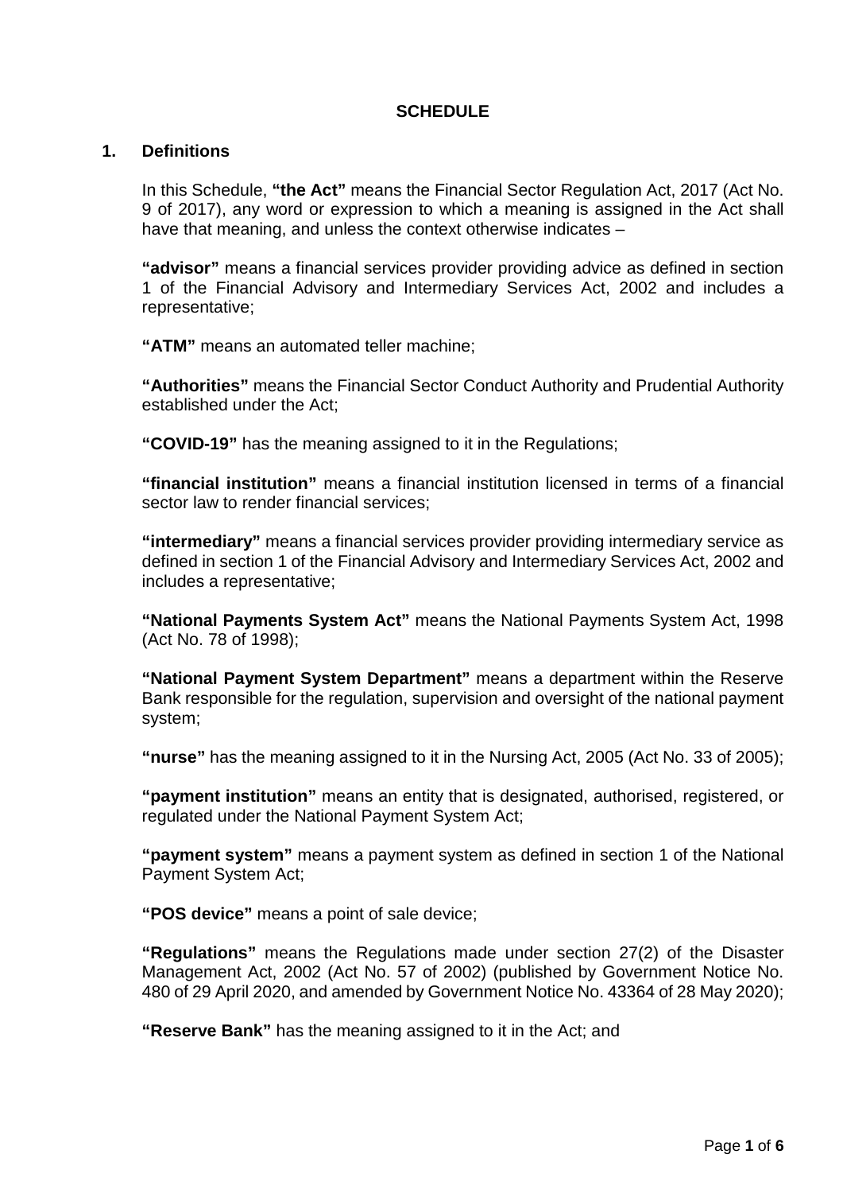# SCHEDULE

## 1. Definitions

In this Schedule, **"the Act"** means the Financial Sector Regulation Act, 2017 (Act No. 9 of 2017), any word or expression to which a meaning is assigned in the Act shall have that meaning, and unless the context otherwise indicates –

**"advisor"** means a financial services provider providing advice as defined in section 1 of the Financial Advisory and Intermediary Services Act, 2002 and includes a representative;

**"ATM"** means an automated teller machine;

**"Authorities"** means the Financial Sector Conduct Authority and Prudential Authority established under the Act;

**"COVID-19"** has the meaning assigned to it in the Regulations;

**"financial institution"** means a financial institution licensed in terms of a financial sector law to render financial services;

**"intermediary"** means a financial services provider providing intermediary service as defined in section 1 of the Financial Advisory and Intermediary Services Act, 2002 and includes a representative;

**"National Payments System Act"** means the National Payments System Act, 1998 (Act No. 78 of 1998);

**"National Payment System Department"** means a department within the Reserve Bank responsible for the regulation, supervision and oversight of the national payment system;

**"nurse"** has the meaning assigned to it in the Nursing Act, 2005 (Act No. 33 of 2005);

**"payment institution"** means an entity that is designated, authorised, registered, or regulated under the National Payment System Act;

**"payment system"** means a payment system as defined in section 1 of the National Payment System Act;

**"POS device"** means a point of sale device;

**"Regulations"** means the Regulations made under section 27(2) of the Disaster Management Act, 2002 (Act No. 57 of 2002) (published by Government Notice No. 480 of 29 April 2020, and amended by Government Notice No. 43364 of 28 May 2020);

**"Reserve Bank"** has the meaning assigned to it in the Act; and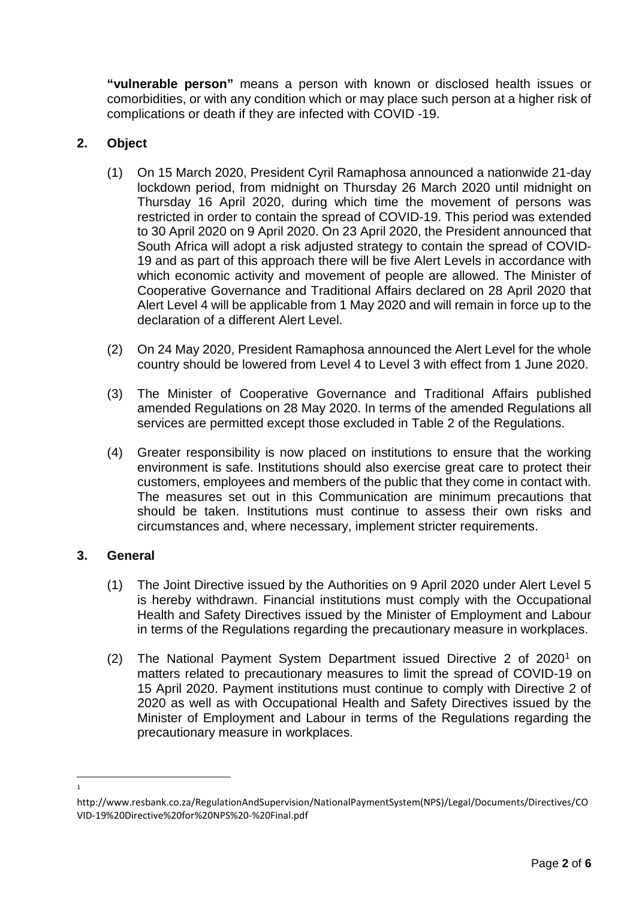**"vulnerable person"** means a person with known or disclosed health issues or comorbidities, or with any condition which or may place such person at a higher risk of complications or death if they are infected with COVID -19.

## 2. Object

(1) On 15 March 2020, President Cyril Ramaphosa announced a nationwide 21-day lockdown period, from midnight on Thursday 26 March 2020 until midnight on Thursday 16 April 2020, during which time the movement of persons was restricted in order to contain the spread of COVID-19. This period was extended to 30 April 2020 on 9 April 2020. On 23 April 2020, the President announced that South Africa will adopt a risk adjusted strategy to contain the spread of COVID-19 and as part of this approach there will be five Alert Levels in accordance with which economic activity and movement of people are allowed. The Minister of Cooperative Governance and Traditional Affairs declared on 28 April 2020 that Alert Level 4 will be applicable from 1 May 2020 and will remain in force up to the declaration of a different Alert Level.

(2) On 24 May 2020, President Ramaphosa announced the Alert Level for the whole country should be lowered from Level 4 to Level 3 with effect from 1 June 2020.

(3) The Minister of Cooperative Governance and Traditional Affairs published amended Regulations on 28 May 2020. In terms of the amended Regulations all services are permitted except those excluded in Table 2 of the Regulations.

(4) Greater responsibility is now placed on institutions to ensure that the working environment is safe. Institutions should also exercise great care to protect their customers, employees and members of the public that they come in contact with. The measures set out in this Communication are minimum precautions that should be taken. Institutions must continue to assess their own risks and circumstances and, where necessary, implement stricter requirements.

## 3. General

(1) The Joint Directive issued by the Authorities on 9 April 2020 under Alert Level 5 is hereby withdrawn. Financial institutions must comply with the Occupational Health and Safety Directives issued by the Minister of Employment and Labour in terms of the Regulations regarding the precautionary measure in workplaces.

(2) The National Payment System Department issued Directive 2 of 2020[1] on matters related to precautionary measures to limit the spread of COVID-19 on 15 April 2020. Payment institutions must continue to comply with Directive 2 of 2020 as well as with Occupational Health and Safety Directives issued by the Minister of Employment and Labour in terms of the Regulations regarding the precautionary measure in workplaces.

---

[1] http://www.resbank.co.za/RegulationAndSupervision/NationalPaymentSystem(NPS)/Legal/Documents/Directives/COVID-19%20Directive%20for%20NPS%20-%20Final.pdf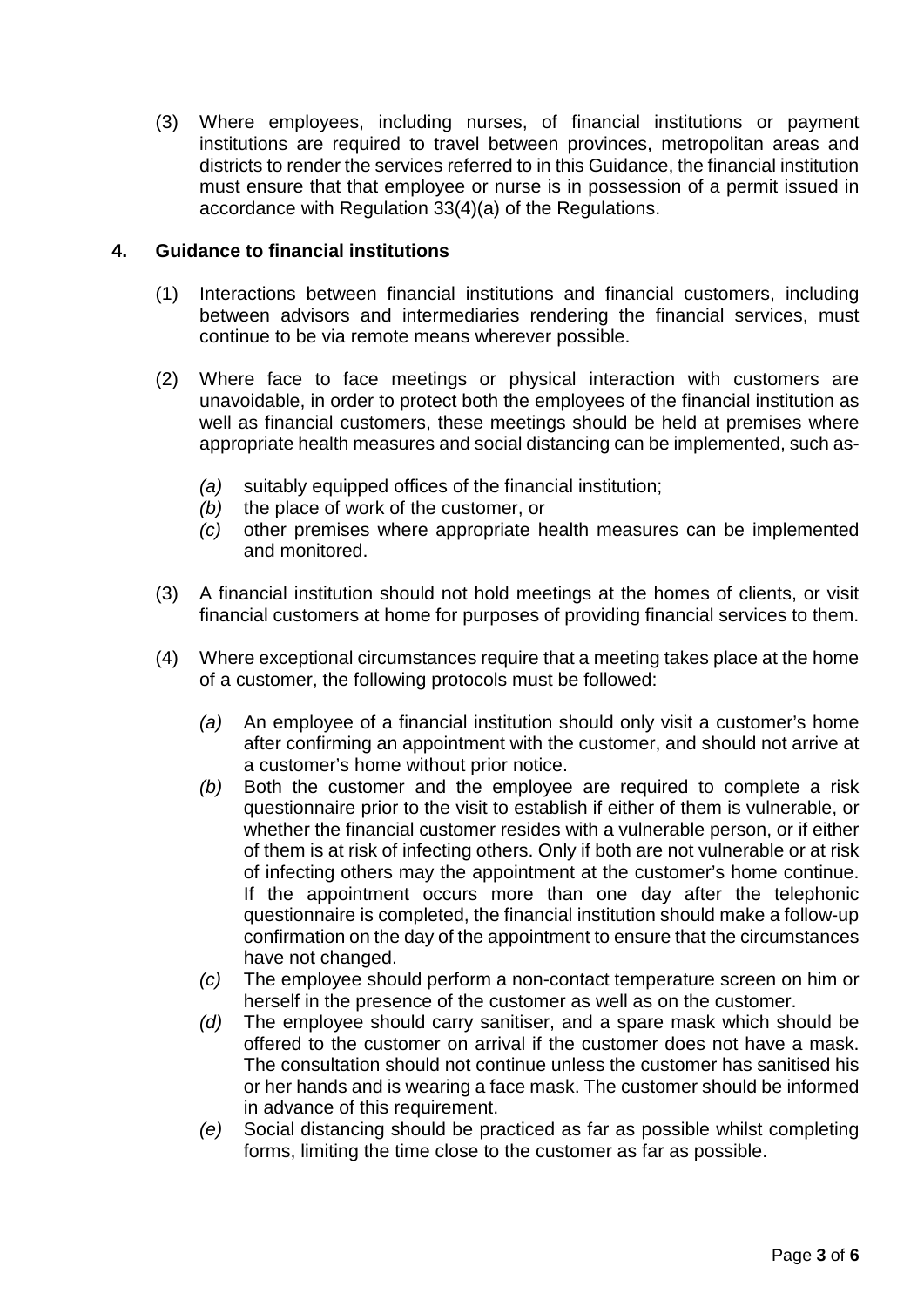(3) Where employees, including nurses, of financial institutions or payment institutions are required to travel between provinces, metropolitan areas and districts to render the services referred to in this Guidance, the financial institution must ensure that that employee or nurse is in possession of a permit issued in accordance with Regulation 33(4)(a) of the Regulations.

## 4. Guidance to financial institutions

(1) Interactions between financial institutions and financial customers, including between advisors and intermediaries rendering the financial services, must continue to be via remote means wherever possible.

(2) Where face to face meetings or physical interaction with customers are unavoidable, in order to protect both the employees of the financial institution as well as financial customers, these meetings should be held at premises where appropriate health measures and social distancing can be implemented, such as-

*(a)* suitably equipped offices of the financial institution;
*(b)* the place of work of the customer, or
*(c)* other premises where appropriate health measures can be implemented and monitored.

(3) A financial institution should not hold meetings at the homes of clients, or visit financial customers at home for purposes of providing financial services to them.

(4) Where exceptional circumstances require that a meeting takes place at the home of a customer, the following protocols must be followed:

*(a)* An employee of a financial institution should only visit a customer's home after confirming an appointment with the customer, and should not arrive at a customer's home without prior notice.
*(b)* Both the customer and the employee are required to complete a risk questionnaire prior to the visit to establish if either of them is vulnerable, or whether the financial customer resides with a vulnerable person, or if either of them is at risk of infecting others. Only if both are not vulnerable or at risk of infecting others may the appointment at the customer's home continue. If the appointment occurs more than one day after the telephonic questionnaire is completed, the financial institution should make a follow-up confirmation on the day of the appointment to ensure that the circumstances have not changed.
*(c)* The employee should perform a non-contact temperature screen on him or herself in the presence of the customer as well as on the customer.
*(d)* The employee should carry sanitiser, and a spare mask which should be offered to the customer on arrival if the customer does not have a mask. The consultation should not continue unless the customer has sanitised his or her hands and is wearing a face mask. The customer should be informed in advance of this requirement.
*(e)* Social distancing should be practiced as far as possible whilst completing forms, limiting the time close to the customer as far as possible.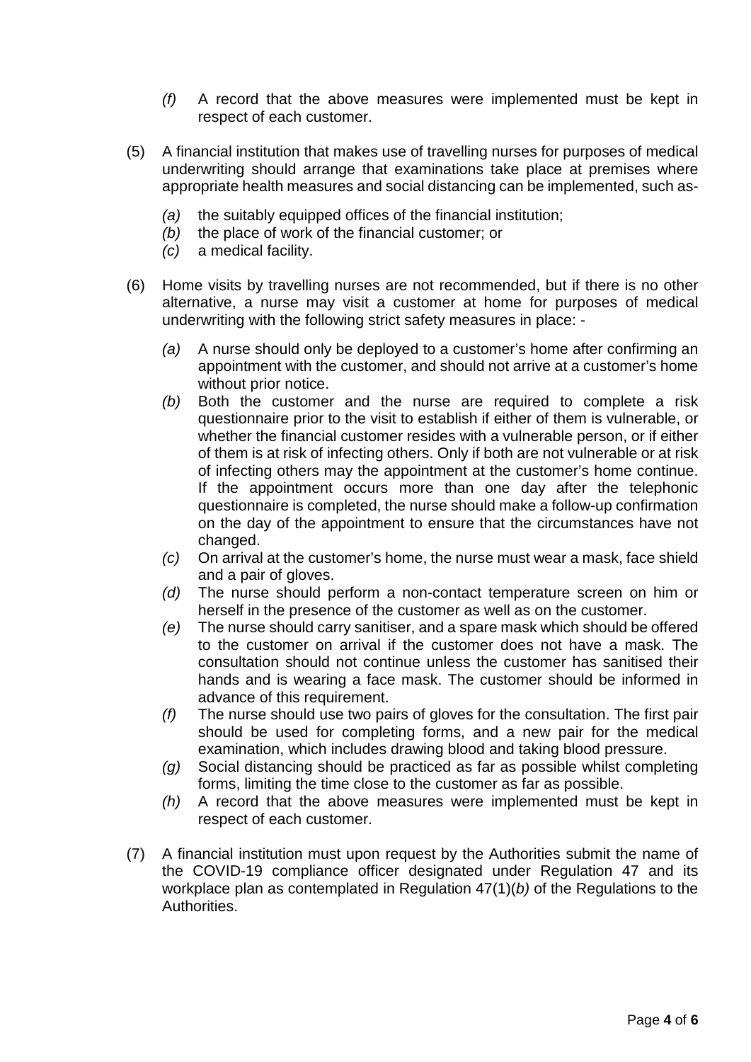*(f)* A record that the above measures were implemented must be kept in respect of each customer.

(5) A financial institution that makes use of travelling nurses for purposes of medical underwriting should arrange that examinations take place at premises where appropriate health measures and social distancing can be implemented, such as-

*(a)* the suitably equipped offices of the financial institution;
*(b)* the place of work of the financial customer; or
*(c)* a medical facility.

(6) Home visits by travelling nurses are not recommended, but if there is no other alternative, a nurse may visit a customer at home for purposes of medical underwriting with the following strict safety measures in place: -

*(a)* A nurse should only be deployed to a customer's home after confirming an appointment with the customer, and should not arrive at a customer's home without prior notice.

*(b)* Both the customer and the nurse are required to complete a risk questionnaire prior to the visit to establish if either of them is vulnerable, or whether the financial customer resides with a vulnerable person, or if either of them is at risk of infecting others. Only if both are not vulnerable or at risk of infecting others may the appointment at the customer's home continue. If the appointment occurs more than one day after the telephonic questionnaire is completed, the nurse should make a follow-up confirmation on the day of the appointment to ensure that the circumstances have not changed.

*(c)* On arrival at the customer's home, the nurse must wear a mask, face shield and a pair of gloves.

*(d)* The nurse should perform a non-contact temperature screen on him or herself in the presence of the customer as well as on the customer.

*(e)* The nurse should carry sanitiser, and a spare mask which should be offered to the customer on arrival if the customer does not have a mask. The consultation should not continue unless the customer has sanitised their hands and is wearing a face mask. The customer should be informed in advance of this requirement.

*(f)* The nurse should use two pairs of gloves for the consultation. The first pair should be used for completing forms, and a new pair for the medical examination, which includes drawing blood and taking blood pressure.

*(g)* Social distancing should be practiced as far as possible whilst completing forms, limiting the time close to the customer as far as possible.

*(h)* A record that the above measures were implemented must be kept in respect of each customer.

(7) A financial institution must upon request by the Authorities submit the name of the COVID-19 compliance officer designated under Regulation 47 and its workplace plan as contemplated in Regulation 47(1)(*b)* of the Regulations to the Authorities.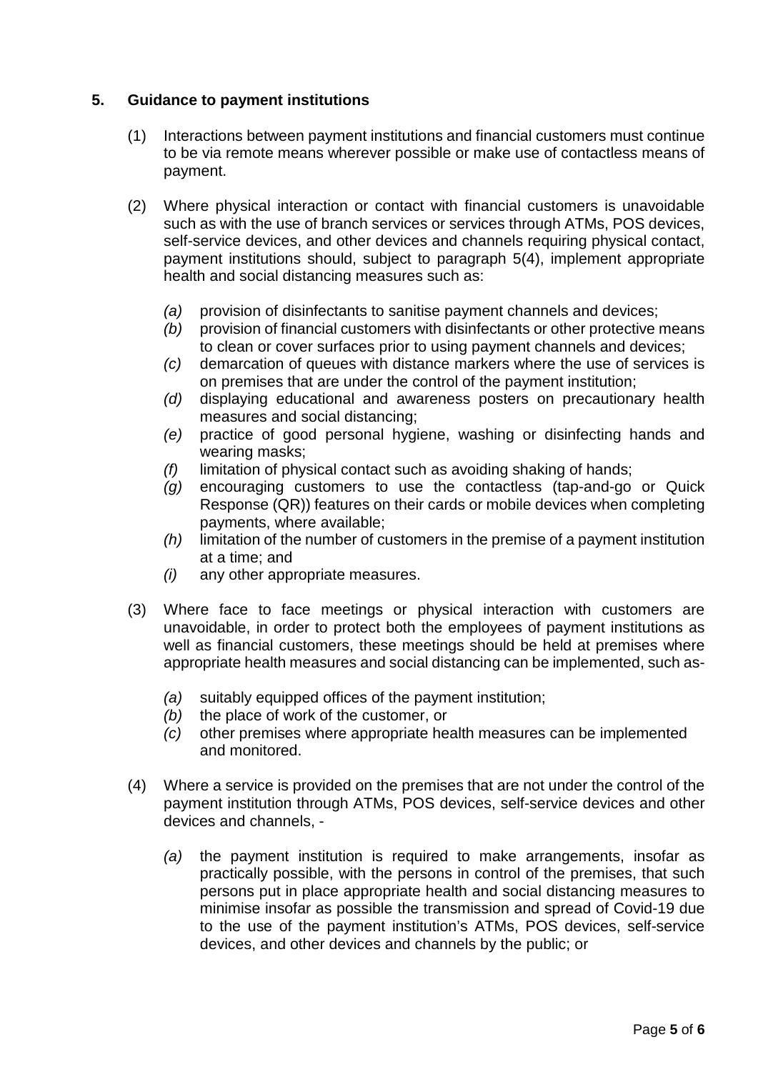## 5. Guidance to payment institutions

(1) Interactions between payment institutions and financial customers must continue to be via remote means wherever possible or make use of contactless means of payment.

(2) Where physical interaction or contact with financial customers is unavoidable such as with the use of branch services or services through ATMs, POS devices, self-service devices, and other devices and channels requiring physical contact, payment institutions should, subject to paragraph 5(4), implement appropriate health and social distancing measures such as:

- *(a)* provision of disinfectants to sanitise payment channels and devices;
- *(b)* provision of financial customers with disinfectants or other protective means to clean or cover surfaces prior to using payment channels and devices;
- *(c)* demarcation of queues with distance markers where the use of services is on premises that are under the control of the payment institution;
- *(d)* displaying educational and awareness posters on precautionary health measures and social distancing;
- *(e)* practice of good personal hygiene, washing or disinfecting hands and wearing masks;
- *(f)* limitation of physical contact such as avoiding shaking of hands;
- *(g)* encouraging customers to use the contactless (tap-and-go or Quick Response (QR)) features on their cards or mobile devices when completing payments, where available;
- *(h)* limitation of the number of customers in the premise of a payment institution at a time; and
- *(i)* any other appropriate measures.

(3) Where face to face meetings or physical interaction with customers are unavoidable, in order to protect both the employees of payment institutions as well as financial customers, these meetings should be held at premises where appropriate health measures and social distancing can be implemented, such as-

- *(a)* suitably equipped offices of the payment institution;
- *(b)* the place of work of the customer, or
- *(c)* other premises where appropriate health measures can be implemented and monitored.

(4) Where a service is provided on the premises that are not under the control of the payment institution through ATMs, POS devices, self-service devices and other devices and channels, -

- *(a)* the payment institution is required to make arrangements, insofar as practically possible, with the persons in control of the premises, that such persons put in place appropriate health and social distancing measures to minimise insofar as possible the transmission and spread of Covid-19 due to the use of the payment institution's ATMs, POS devices, self-service devices, and other devices and channels by the public; or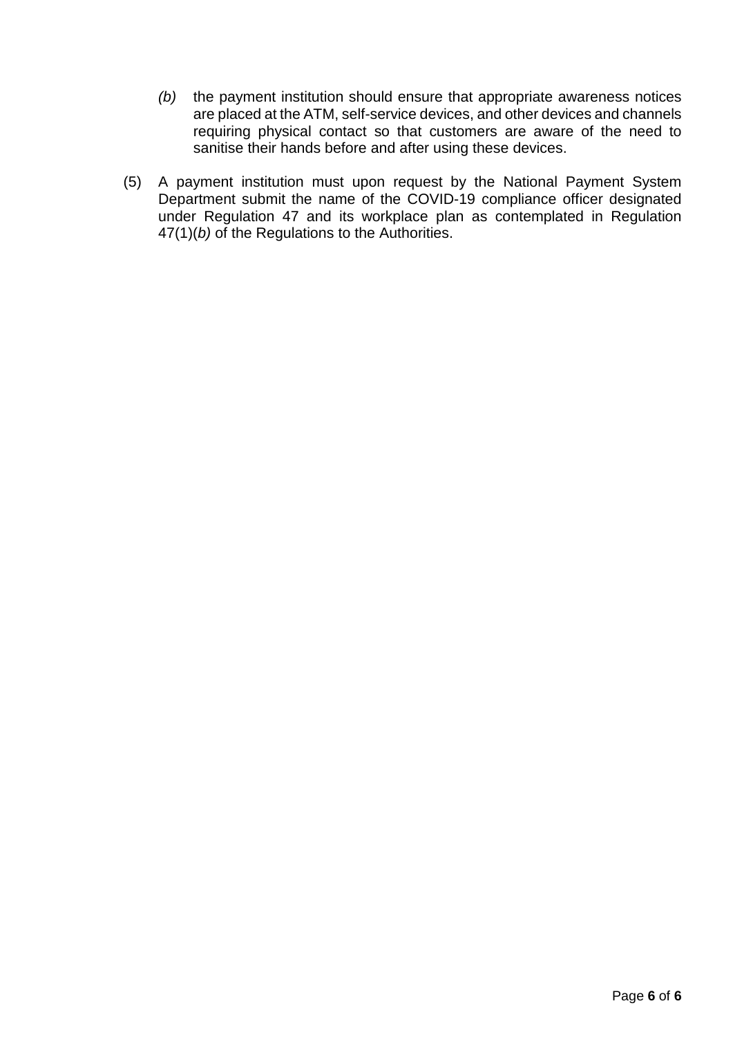(b) the payment institution should ensure that appropriate awareness notices are placed at the ATM, self-service devices, and other devices and channels requiring physical contact so that customers are aware of the need to sanitise their hands before and after using these devices.

(5) A payment institution must upon request by the National Payment System Department submit the name of the COVID-19 compliance officer designated under Regulation 47 and its workplace plan as contemplated in Regulation 47(1)*(b)* of the Regulations to the Authorities.